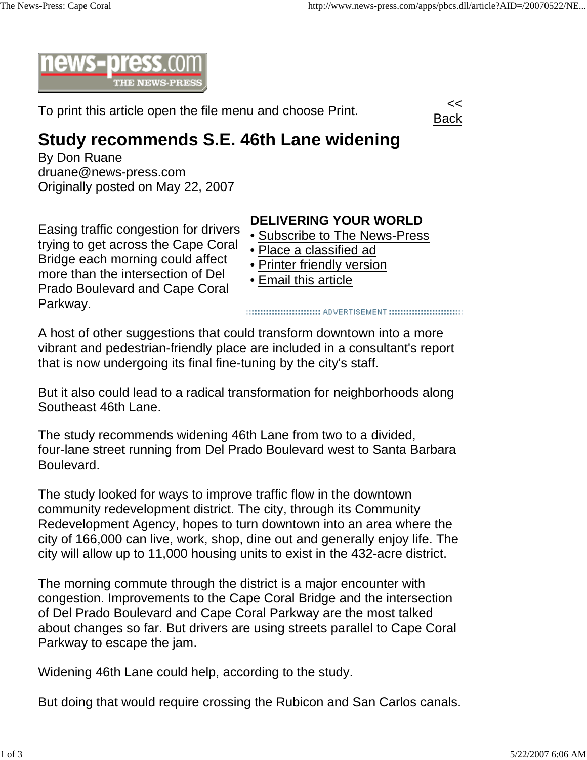To print this article open the file menu and choose Print.

<< Back

# Study recommends S.E. 46th Lane widening

By Don Ruane
druane@news-press.com
Originally posted on May 22, 2007

**DELIVERING YOUR WORLD**

- Subscribe to The News-Press
- Place a classified ad
- Printer friendly version
- Email this article

Easing traffic congestion for drivers trying to get across the Cape Coral Bridge each morning could affect more than the intersection of Del Prado Boulevard and Cape Coral Parkway.

A host of other suggestions that could transform downtown into a more vibrant and pedestrian-friendly place are included in a consultant's report that is now undergoing its final fine-tuning by the city's staff.

But it also could lead to a radical transformation for neighborhoods along Southeast 46th Lane.

The study recommends widening 46th Lane from two to a divided, four-lane street running from Del Prado Boulevard west to Santa Barbara Boulevard.

The study looked for ways to improve traffic flow in the downtown community redevelopment district. The city, through its Community Redevelopment Agency, hopes to turn downtown into an area where the city of 166,000 can live, work, shop, dine out and generally enjoy life. The city will allow up to 11,000 housing units to exist in the 432-acre district.

The morning commute through the district is a major encounter with congestion. Improvements to the Cape Coral Bridge and the intersection of Del Prado Boulevard and Cape Coral Parkway are the most talked about changes so far. But drivers are using streets parallel to Cape Coral Parkway to escape the jam.

Widening 46th Lane could help, according to the study.

But doing that would require crossing the Rubicon and San Carlos canals.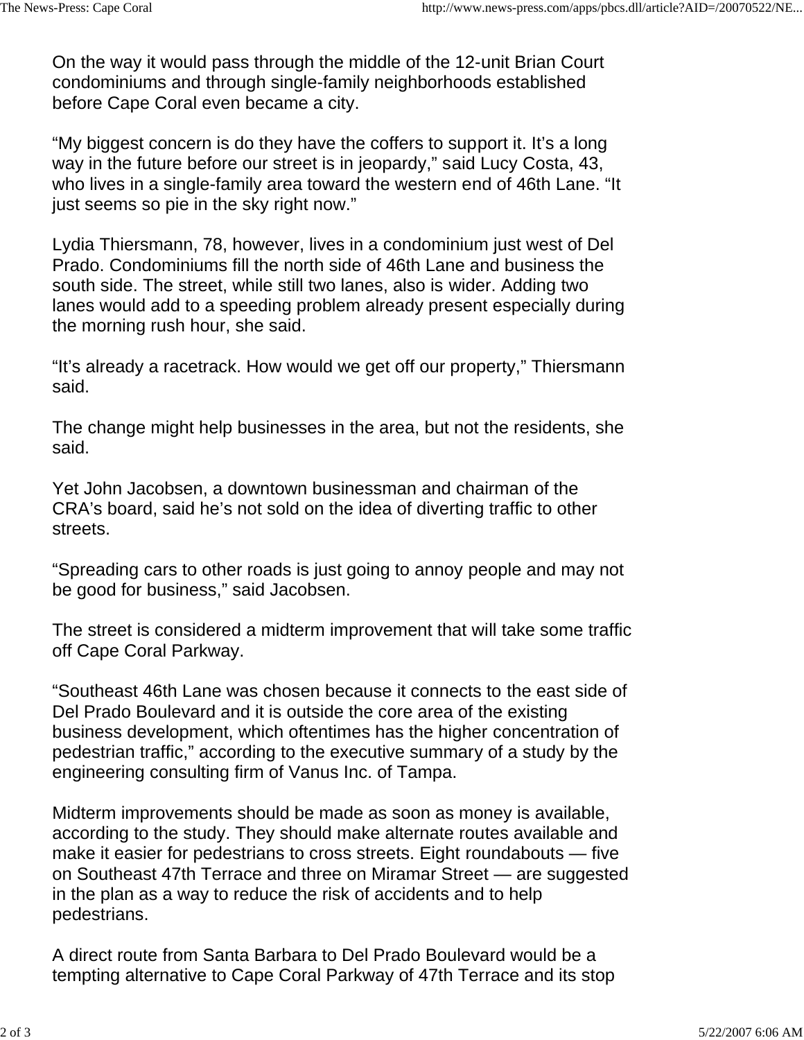On the way it would pass through the middle of the 12-unit Brian Court condominiums and through single-family neighborhoods established before Cape Coral even became a city.

“My biggest concern is do they have the coffers to support it. It’s a long way in the future before our street is in jeopardy,” said Lucy Costa, 43, who lives in a single-family area toward the western end of 46th Lane. “It just seems so pie in the sky right now.”

Lydia Thiersmann, 78, however, lives in a condominium just west of Del Prado. Condominiums fill the north side of 46th Lane and business the south side. The street, while still two lanes, also is wider. Adding two lanes would add to a speeding problem already present especially during the morning rush hour, she said.

“It’s already a racetrack. How would we get off our property,” Thiersmann said.

The change might help businesses in the area, but not the residents, she said.

Yet John Jacobsen, a downtown businessman and chairman of the CRA’s board, said he’s not sold on the idea of diverting traffic to other streets.

“Spreading cars to other roads is just going to annoy people and may not be good for business,” said Jacobsen.

The street is considered a midterm improvement that will take some traffic off Cape Coral Parkway.

“Southeast 46th Lane was chosen because it connects to the east side of Del Prado Boulevard and it is outside the core area of the existing business development, which oftentimes has the higher concentration of pedestrian traffic,” according to the executive summary of a study by the engineering consulting firm of Vanus Inc. of Tampa.

Midterm improvements should be made as soon as money is available, according to the study. They should make alternate routes available and make it easier for pedestrians to cross streets. Eight roundabouts — five on Southeast 47th Terrace and three on Miramar Street — are suggested in the plan as a way to reduce the risk of accidents and to help pedestrians.

A direct route from Santa Barbara to Del Prado Boulevard would be a tempting alternative to Cape Coral Parkway of 47th Terrace and its stop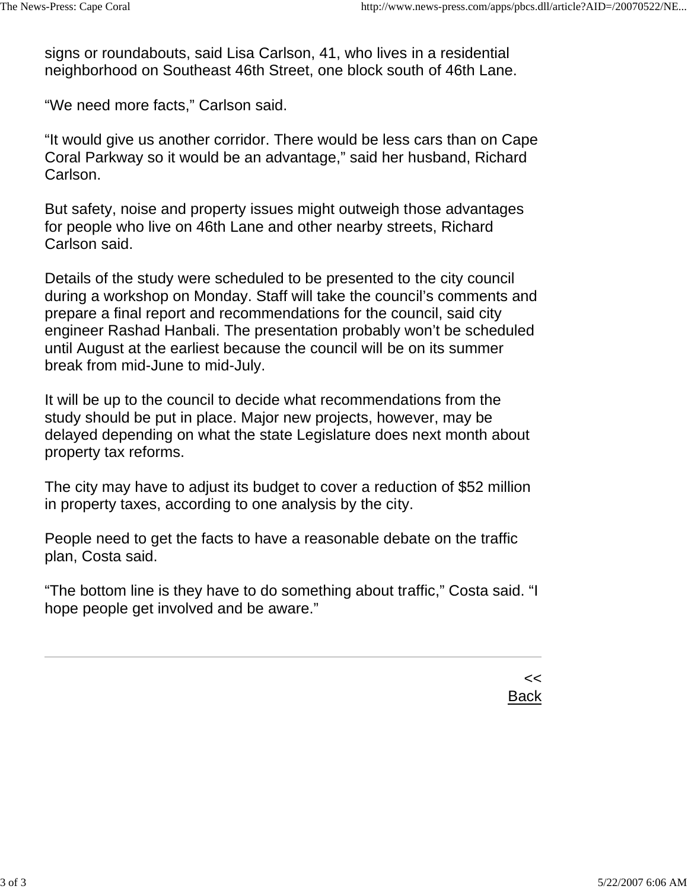signs or roundabouts, said Lisa Carlson, 41, who lives in a residential neighborhood on Southeast 46th Street, one block south of 46th Lane.

“We need more facts,” Carlson said.

“It would give us another corridor. There would be less cars than on Cape Coral Parkway so it would be an advantage,” said her husband, Richard Carlson.

But safety, noise and property issues might outweigh those advantages for people who live on 46th Lane and other nearby streets, Richard Carlson said.

Details of the study were scheduled to be presented to the city council during a workshop on Monday. Staff will take the council’s comments and prepare a final report and recommendations for the council, said city engineer Rashad Hanbali. The presentation probably won’t be scheduled until August at the earliest because the council will be on its summer break from mid-June to mid-July.

It will be up to the council to decide what recommendations from the study should be put in place. Major new projects, however, may be delayed depending on what the state Legislature does next month about property tax reforms.

The city may have to adjust its budget to cover a reduction of $52 million in property taxes, according to one analysis by the city.

People need to get the facts to have a reasonable debate on the traffic plan, Costa said.

“The bottom line is they have to do something about traffic,” Costa said. “I hope people get involved and be aware.”

---

<< Back